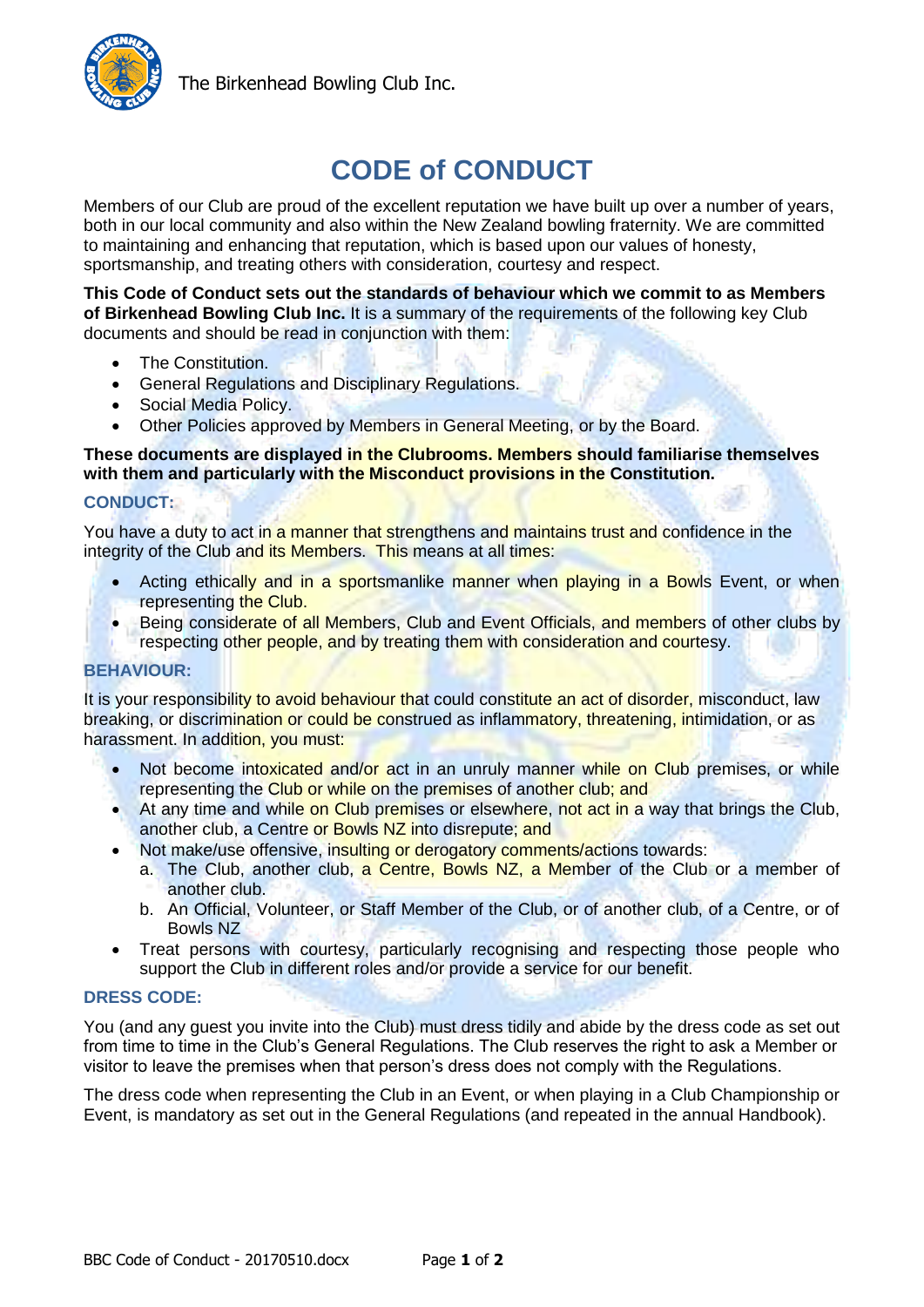The Birkenhead Bowling Club Inc.

# CODE of CONDUCT

Members of our Club are proud of the excellent reputation we have built up over a number of years, both in our local community and also within the New Zealand bowling fraternity. We are committed to maintaining and enhancing that reputation, which is based upon our values of honesty, sportsmanship, and treating others with consideration, courtesy and respect.

**This Code of Conduct sets out the standards of behaviour which we commit to as Members of Birkenhead Bowling Club Inc.** It is a summary of the requirements of the following key Club documents and should be read in conjunction with them:

- The Constitution.
- General Regulations and Disciplinary Regulations.
- Social Media Policy.
- Other Policies approved by Members in General Meeting, or by the Board.

**These documents are displayed in the Clubrooms. Members should familiarise themselves with them and particularly with the Misconduct provisions in the Constitution.**

## CONDUCT:

You have a duty to act in a manner that strengthens and maintains trust and confidence in the integrity of the Club and its Members. This means at all times:

- Acting ethically and in a sportsmanlike manner when playing in a Bowls Event, or when representing the Club.
- Being considerate of all Members, Club and Event Officials, and members of other clubs by respecting other people, and by treating them with consideration and courtesy.

## BEHAVIOUR:

It is your responsibility to avoid behaviour that could constitute an act of disorder, misconduct, law breaking, or discrimination or could be construed as inflammatory, threatening, intimidation, or as harassment. In addition, you must:

- Not become intoxicated and/or act in an unruly manner while on Club premises, or while representing the Club or while on the premises of another club; and
- At any time and while on Club premises or elsewhere, not act in a way that brings the Club, another club, a Centre or Bowls NZ into disrepute; and
- Not make/use offensive, insulting or derogatory comments/actions towards:
  a. The Club, another club, a Centre, Bowls NZ, a Member of the Club or a member of another club.
  b. An Official, Volunteer, or Staff Member of the Club, or of another club, of a Centre, or of Bowls NZ
- Treat persons with courtesy, particularly recognising and respecting those people who support the Club in different roles and/or provide a service for our benefit.

## DRESS CODE:

You (and any guest you invite into the Club) must dress tidily and abide by the dress code as set out from time to time in the Club's General Regulations. The Club reserves the right to ask a Member or visitor to leave the premises when that person's dress does not comply with the Regulations.

The dress code when representing the Club in an Event, or when playing in a Club Championship or Event, is mandatory as set out in the General Regulations (and repeated in the annual Handbook).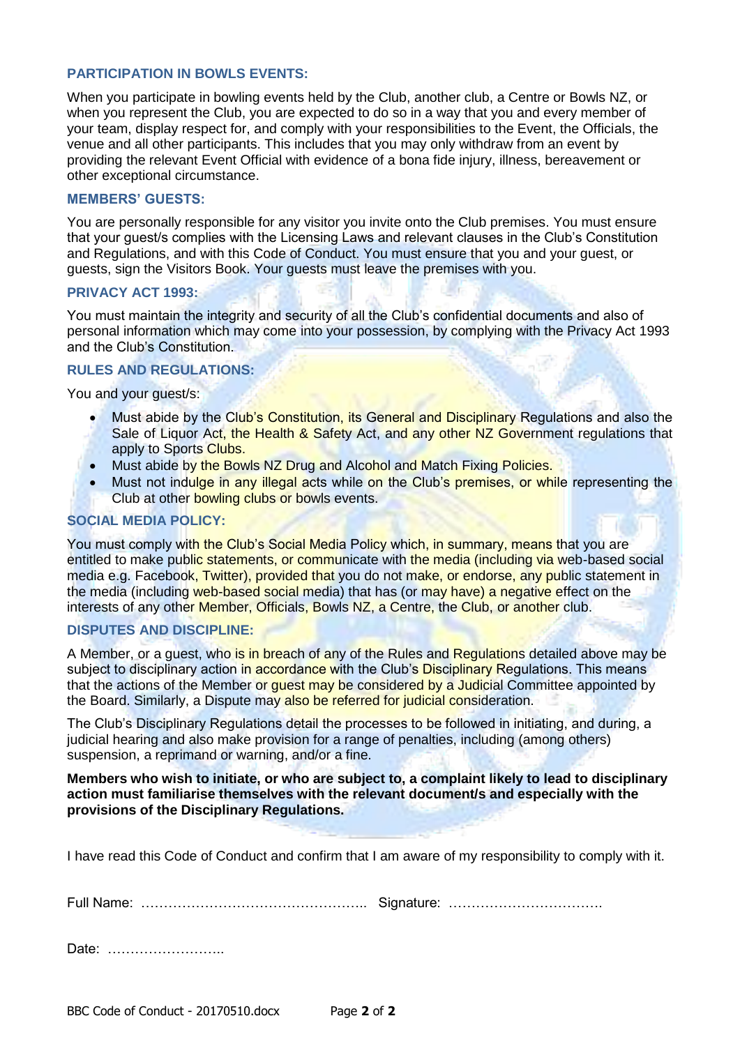### PARTICIPATION IN BOWLS EVENTS:

When you participate in bowling events held by the Club, another club, a Centre or Bowls NZ, or when you represent the Club, you are expected to do so in a way that you and every member of your team, display respect for, and comply with your responsibilities to the Event, the Officials, the venue and all other participants. This includes that you may only withdraw from an event by providing the relevant Event Official with evidence of a bona fide injury, illness, bereavement or other exceptional circumstance.

### MEMBERS' GUESTS:

You are personally responsible for any visitor you invite onto the Club premises. You must ensure that your guest/s complies with the Licensing Laws and relevant clauses in the Club's Constitution and Regulations, and with this Code of Conduct. You must ensure that you and your guest, or guests, sign the Visitors Book. Your guests must leave the premises with you.

### PRIVACY ACT 1993:

You must maintain the integrity and security of all the Club's confidential documents and also of personal information which may come into your possession, by complying with the Privacy Act 1993 and the Club's Constitution.

### RULES AND REGULATIONS:

You and your guest/s:

- Must abide by the Club's Constitution, its General and Disciplinary Regulations and also the Sale of Liquor Act, the Health & Safety Act, and any other NZ Government regulations that apply to Sports Clubs.
- Must abide by the Bowls NZ Drug and Alcohol and Match Fixing Policies.
- Must not indulge in any illegal acts while on the Club's premises, or while representing the Club at other bowling clubs or bowls events.

### SOCIAL MEDIA POLICY:

You must comply with the Club's Social Media Policy which, in summary, means that you are entitled to make public statements, or communicate with the media (including via web-based social media e.g. Facebook, Twitter), provided that you do not make, or endorse, any public statement in the media (including web-based social media) that has (or may have) a negative effect on the interests of any other Member, Officials, Bowls NZ, a Centre, the Club, or another club.

### DISPUTES AND DISCIPLINE:

A Member, or a guest, who is in breach of any of the Rules and Regulations detailed above may be subject to disciplinary action in accordance with the Club's Disciplinary Regulations. This means that the actions of the Member or guest may be considered by a Judicial Committee appointed by the Board. Similarly, a Dispute may also be referred for judicial consideration.

The Club's Disciplinary Regulations detail the processes to be followed in initiating, and during, a judicial hearing and also make provision for a range of penalties, including (among others) suspension, a reprimand or warning, and/or a fine.

**Members who wish to initiate, or who are subject to, a complaint likely to lead to disciplinary action must familiarise themselves with the relevant document/s and especially with the provisions of the Disciplinary Regulations.**

I have read this Code of Conduct and confirm that I am aware of my responsibility to comply with it.

Full Name: ………………………………………….. Signature: …………………………….

Date: ……………………..

BBC Code of Conduct - 20170510.docx